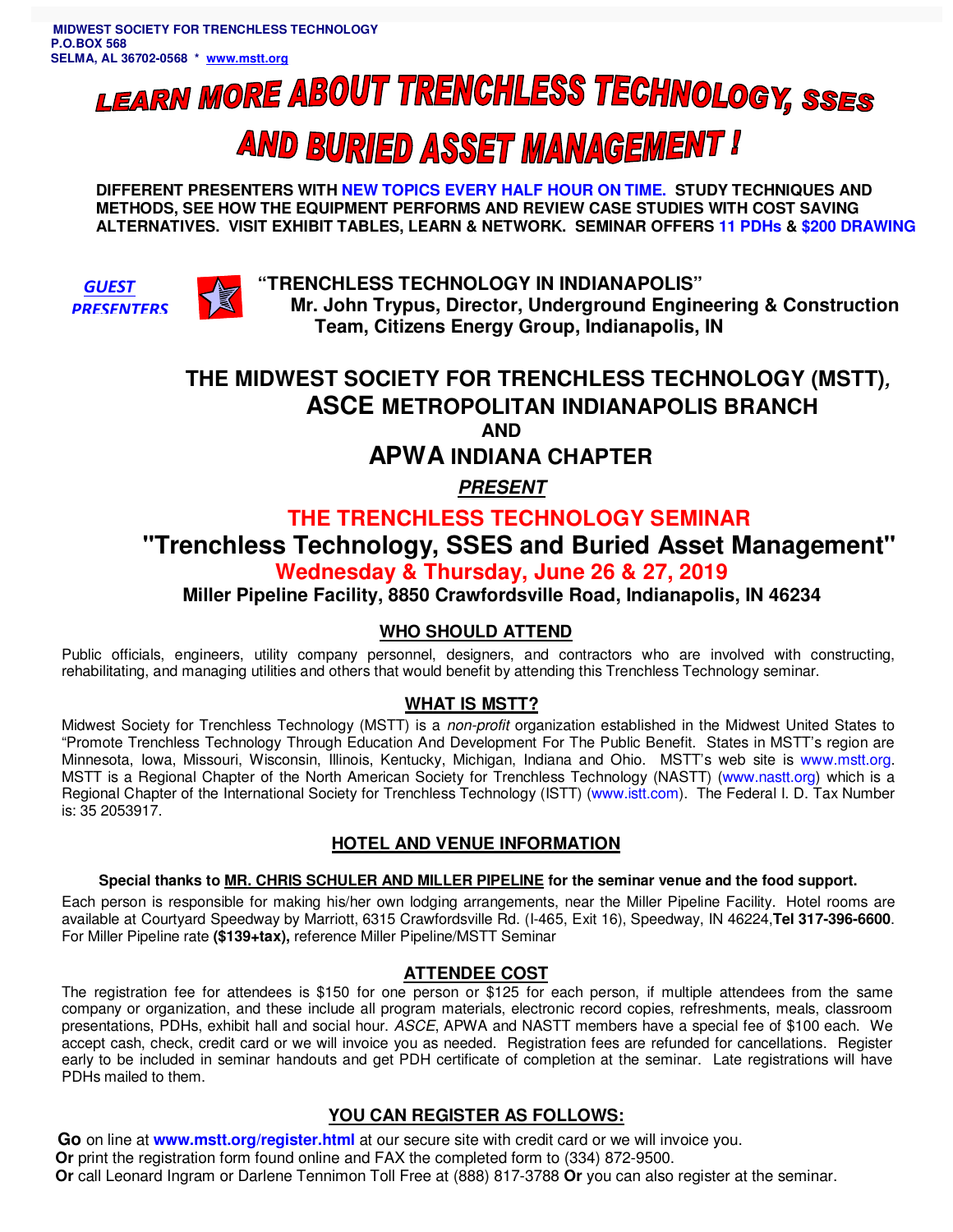**MIDWEST SOCIETY FOR TRENCHLESS TECHNOLOGY**
**P.O.BOX 568**
**SELMA, AL 36702-0568 * www.mstt.org**

# LEARN MORE ABOUT TRENCHLESS TECHNOLOGY, SSES AND BURIED ASSET MANAGEMENT !

**DIFFERENT PRESENTERS WITH NEW TOPICS EVERY HALF HOUR ON TIME. STUDY TECHNIQUES AND METHODS, SEE HOW THE EQUIPMENT PERFORMS AND REVIEW CASE STUDIES WITH COST SAVING ALTERNATIVES. VISIT EXHIBIT TABLES, LEARN & NETWORK. SEMINAR OFFERS 11 PDHs & $200 DRAWING**

***GUEST PRESENTERS***

**"TRENCHLESS TECHNOLOGY IN INDIANAPOLIS"**
**Mr. John Trypus, Director, Underground Engineering & Construction Team, Citizens Energy Group, Indianapolis, IN**

## THE MIDWEST SOCIETY FOR TRENCHLESS TECHNOLOGY (MSTT), ASCE METROPOLITAN INDIANAPOLIS BRANCH AND APWA INDIANA CHAPTER

***PRESENT***

## THE TRENCHLESS TECHNOLOGY SEMINAR

## "Trenchless Technology, SSES and Buried Asset Management"

### Wednesday & Thursday, June 26 & 27, 2019

**Miller Pipeline Facility, 8850 Crawfordsville Road, Indianapolis, IN 46234**

### WHO SHOULD ATTEND

Public officials, engineers, utility company personnel, designers, and contractors who are involved with constructing, rehabilitating, and managing utilities and others that would benefit by attending this Trenchless Technology seminar.

### WHAT IS MSTT?

Midwest Society for Trenchless Technology (MSTT) is a *non-profit* organization established in the Midwest United States to "Promote Trenchless Technology Through Education And Development For The Public Benefit. States in MSTT's region are Minnesota, Iowa, Missouri, Wisconsin, Illinois, Kentucky, Michigan, Indiana and Ohio. MSTT's web site is www.mstt.org. MSTT is a Regional Chapter of the North American Society for Trenchless Technology (NASTT) (www.nastt.org) which is a Regional Chapter of the International Society for Trenchless Technology (ISTT) (www.istt.com). The Federal I. D. Tax Number is: 35 2053917.

### HOTEL AND VENUE INFORMATION

**Special thanks to MR. CHRIS SCHULER AND MILLER PIPELINE for the seminar venue and the food support.**

Each person is responsible for making his/her own lodging arrangements, near the Miller Pipeline Facility. Hotel rooms are available at Courtyard Speedway by Marriott, 6315 Crawfordsville Rd. (I-465, Exit 16), Speedway, IN 46224,**Tel 317-396-6600**. For Miller Pipeline rate **($139+tax),** reference Miller Pipeline/MSTT Seminar

### ATTENDEE COST

The registration fee for attendees is $150 for one person or $125 for each person, if multiple attendees from the same company or organization, and these include all program materials, electronic record copies, refreshments, meals, classroom presentations, PDHs, exhibit hall and social hour. *ASCE*, APWA and NASTT members have a special fee of $100 each. We accept cash, check, credit card or we will invoice you as needed. Registration fees are refunded for cancellations. Register early to be included in seminar handouts and get PDH certificate of completion at the seminar. Late registrations will have PDHs mailed to them.

### YOU CAN REGISTER AS FOLLOWS:

**Go** on line at **www.mstt.org/register.html** at our secure site with credit card or we will invoice you.
**Or** print the registration form found online and FAX the completed form to (334) 872-9500.
**Or** call Leonard Ingram or Darlene Tennimon Toll Free at (888) 817-3788 **Or** you can also register at the seminar.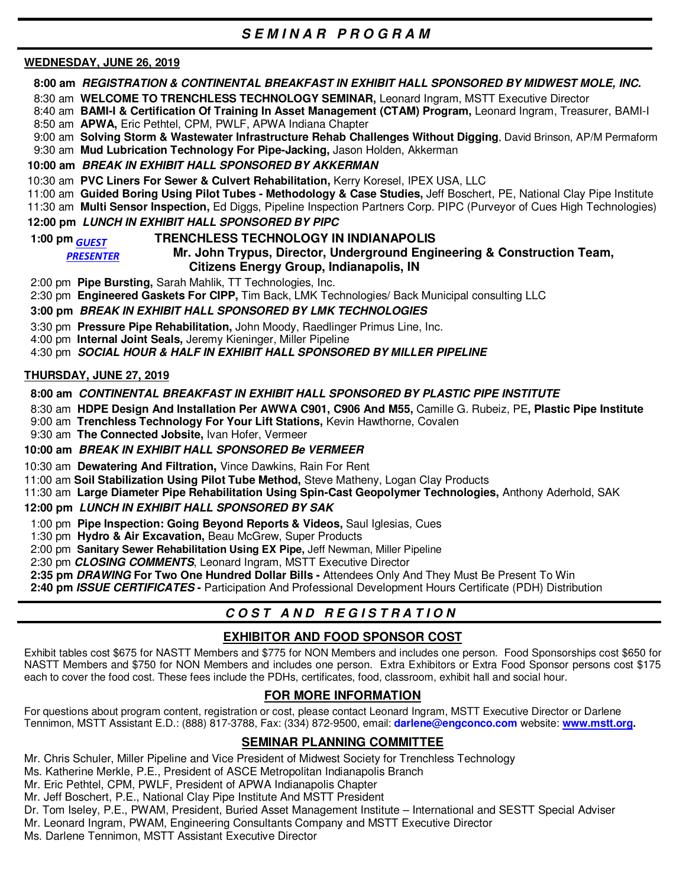# *S E M I N A R   P R O G R A M*

**WEDNESDAY, JUNE 26, 2019**

**8:00 am** ***REGISTRATION & CONTINENTAL BREAKFAST IN EXHIBIT HALL SPONSORED BY MIDWEST MOLE, INC.***

8:30 am **WELCOME TO TRENCHLESS TECHNOLOGY SEMINAR,** Leonard Ingram, MSTT Executive Director

8:40 am **BAMI-I & Certification Of Training In Asset Management (CTAM) Program,** Leonard Ingram, Treasurer, BAMI-I

8:50 am **APWA,** Eric Pethtel, CPM, PWLF, APWA Indiana Chapter

9:00 am **Solving Storm & Wastewater Infrastructure Rehab Challenges Without Digging**, David Brinson, AP/M Permaform

9:30 am **Mud Lubrication Technology For Pipe-Jacking,** Jason Holden, Akkerman

**10:00 am** ***BREAK IN EXHIBIT HALL SPONSORED BY AKKERMAN***

10:30 am **PVC Liners For Sewer & Culvert Rehabilitation,** Kerry Koresel, IPEX USA, LLC

11:00 am **Guided Boring Using Pilot Tubes - Methodology & Case Studies,** Jeff Boschert, PE, National Clay Pipe Institute

11:30 am **Multi Sensor Inspection,** Ed Diggs, Pipeline Inspection Partners Corp. PIPC (Purveyor of Cues High Technologies)

**12:00 pm** ***LUNCH IN EXHIBIT HALL SPONSORED BY PIPC***

**1:00 pm** ***GUEST PRESENTER*** **TRENCHLESS TECHNOLOGY IN INDIANAPOLIS**
**Mr. John Trypus, Director, Underground Engineering & Construction Team, Citizens Energy Group, Indianapolis, IN**

2:00 pm **Pipe Bursting,** Sarah Mahlik, TT Technologies, Inc.

2:30 pm **Engineered Gaskets For CIPP,** Tim Back, LMK Technologies/ Back Municipal consulting LLC

**3:00 pm** ***BREAK IN EXHIBIT HALL SPONSORED BY LMK TECHNOLOGIES***

3:30 pm **Pressure Pipe Rehabilitation,** John Moody, Raedlinger Primus Line, Inc.

4:00 pm **Internal Joint Seals,** Jeremy Kieninger, Miller Pipeline

4:30 pm ***SOCIAL HOUR & HALF IN EXHIBIT HALL SPONSORED BY MILLER PIPELINE***

**THURSDAY, JUNE 27, 2019**

**8:00 am** ***CONTINENTAL BREAKFAST IN EXHIBIT HALL SPONSORED BY PLASTIC PIPE INSTITUTE***

8:30 am **HDPE Design And Installation Per AWWA C901, C906 And M55,** Camille G. Rubeiz, PE**, Plastic Pipe Institute**

9:00 am **Trenchless Technology For Your Lift Stations,** Kevin Hawthorne, Covalen

9:30 am **The Connected Jobsite,** Ivan Hofer, Vermeer

**10:00 am** ***BREAK IN EXHIBIT HALL SPONSORED Be VERMEER***

10:30 am **Dewatering And Filtration,** Vince Dawkins, Rain For Rent

11:00 am **Soil Stabilization Using Pilot Tube Method,** Steve Matheny, Logan Clay Products

11:30 am **Large Diameter Pipe Rehabilitation Using Spin-Cast Geopolymer Technologies,** Anthony Aderhold, SAK

**12:00 pm** ***LUNCH IN EXHIBIT HALL SPONSORED BY SAK***

1:00 pm **Pipe Inspection: Going Beyond Reports & Videos,** Saul Iglesias, Cues

1:30 pm **Hydro & Air Excavation,** Beau McGrew, Super Products

2:00 pm **Sanitary Sewer Rehabilitation Using EX Pipe,** Jeff Newman, Miller Pipeline

2:30 pm ***CLOSING COMMENTS***, Leonard Ingram, MSTT Executive Director

**2:35 pm** ***DRAWING*** **For Two One Hundred Dollar Bills -** Attendees Only And They Must Be Present To Win

**2:40 pm** ***ISSUE CERTIFICATES*** **-** Participation And Professional Development Hours Certificate (PDH) Distribution

# *C O S T   A N D   R E G I S T R A T I O N*

## EXHIBITOR AND FOOD SPONSOR COST

Exhibit tables cost $675 for NASTT Members and $775 for NON Members and includes one person. Food Sponsorships cost $650 for NASTT Members and $750 for NON Members and includes one person. Extra Exhibitors or Extra Food Sponsor persons cost $175 each to cover the food cost. These fees include the PDHs, certificates, food, classroom, exhibit hall and social hour.

## FOR MORE INFORMATION

For questions about program content, registration or cost, please contact Leonard Ingram, MSTT Executive Director or Darlene Tennimon, MSTT Assistant E.D.: (888) 817-3788, Fax: (334) 872-9500, email: **darlene@engconco.com** website: **www.mstt.org.**

## SEMINAR PLANNING COMMITTEE

Mr. Chris Schuler, Miller Pipeline and Vice President of Midwest Society for Trenchless Technology
Ms. Katherine Merkle, P.E., President of ASCE Metropolitan Indianapolis Branch
Mr. Eric Pethtel, CPM, PWLF, President of APWA Indianapolis Chapter
Mr. Jeff Boschert, P.E., National Clay Pipe Institute And MSTT President
Dr. Tom Iseley, P.E., PWAM, President, Buried Asset Management Institute – International and SESTT Special Adviser
Mr. Leonard Ingram, PWAM, Engineering Consultants Company and MSTT Executive Director
Ms. Darlene Tennimon, MSTT Assistant Executive Director